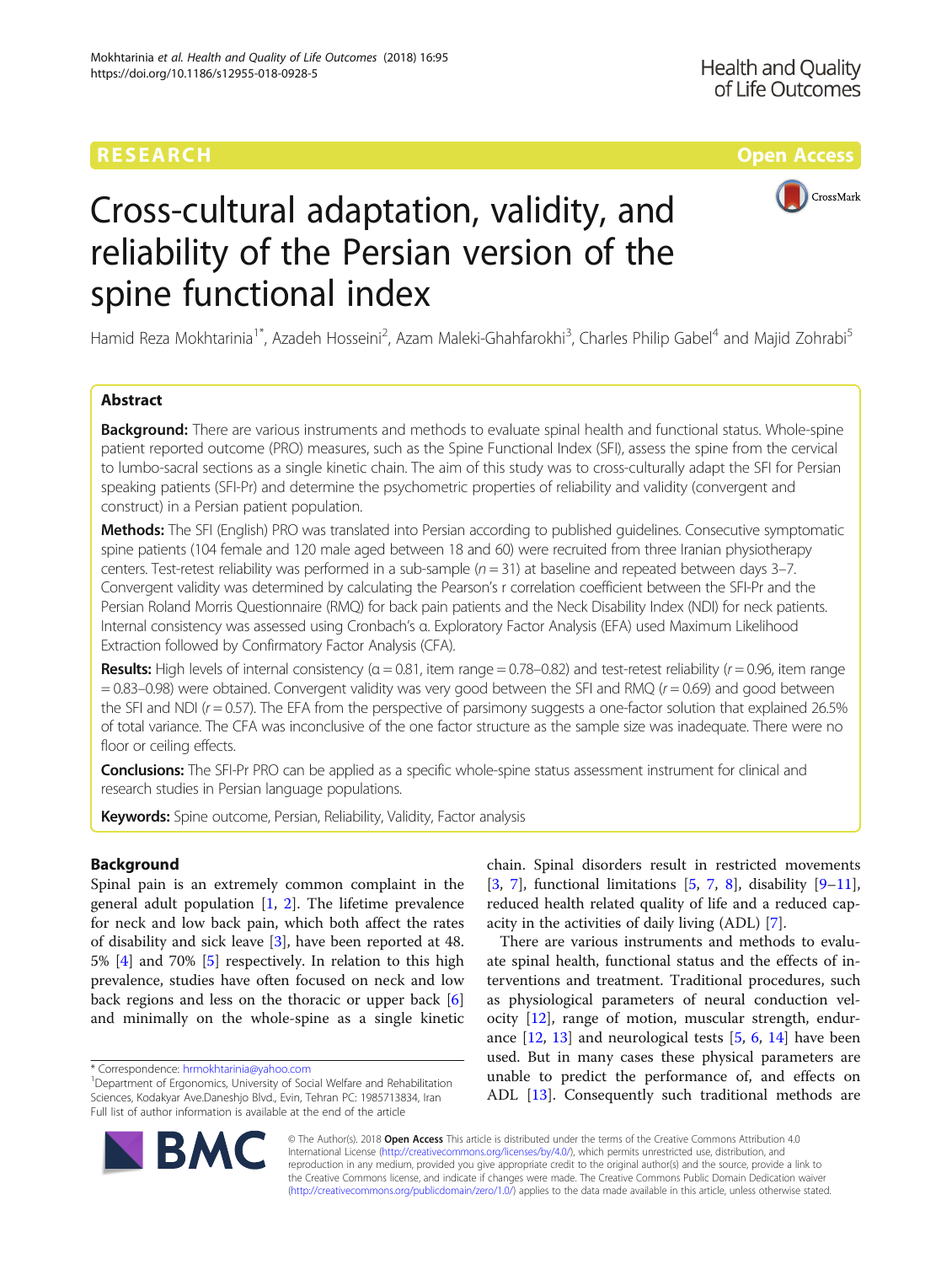RESEARCH

Open Access

# Cross-cultural adaptation, validity, and reliability of the Persian version of the spine functional index

Hamid Reza Mokhtarinia[1*], Azadeh Hosseini[2], Azam Maleki-Ghahfarokhi[3], Charles Philip Gabel[4] and Majid Zohrabi[5]

## Abstract

**Background:** There are various instruments and methods to evaluate spinal health and functional status. Whole-spine patient reported outcome (PRO) measures, such as the Spine Functional Index (SFI), assess the spine from the cervical to lumbo-sacral sections as a single kinetic chain. The aim of this study was to cross-culturally adapt the SFI for Persian speaking patients (SFI-Pr) and determine the psychometric properties of reliability and validity (convergent and construct) in a Persian patient population.

**Methods:** The SFI (English) PRO was translated into Persian according to published guidelines. Consecutive symptomatic spine patients (104 female and 120 male aged between 18 and 60) were recruited from three Iranian physiotherapy centers. Test-retest reliability was performed in a sub-sample ($n = 31$) at baseline and repeated between days 3–7. Convergent validity was determined by calculating the Pearson's r correlation coefficient between the SFI-Pr and the Persian Roland Morris Questionnaire (RMQ) for back pain patients and the Neck Disability Index (NDI) for neck patients. Internal consistency was assessed using Cronbach's α. Exploratory Factor Analysis (EFA) used Maximum Likelihood Extraction followed by Confirmatory Factor Analysis (CFA).

**Results:** High levels of internal consistency (α = 0.81, item range = 0.78–0.82) and test-retest reliability ($r = 0.96$, item range = 0.83–0.98) were obtained. Convergent validity was very good between the SFI and RMQ ($r = 0.69$) and good between the SFI and NDI ($r = 0.57$). The EFA from the perspective of parsimony suggests a one-factor solution that explained 26.5% of total variance. The CFA was inconclusive of the one factor structure as the sample size was inadequate. There were no floor or ceiling effects.

**Conclusions:** The SFI-Pr PRO can be applied as a specific whole-spine status assessment instrument for clinical and research studies in Persian language populations.

**Keywords:** Spine outcome, Persian, Reliability, Validity, Factor analysis

## Background

Spinal pain is an extremely common complaint in the general adult population [1, 2]. The lifetime prevalence for neck and low back pain, which both affect the rates of disability and sick leave [3], have been reported at 48.5% [4] and 70% [5] respectively. In relation to this high prevalence, studies have often focused on neck and low back regions and less on the thoracic or upper back [6] and minimally on the whole-spine as a single kinetic chain. Spinal disorders result in restricted movements [3, 7], functional limitations [5, 7, 8], disability [9–11], reduced health related quality of life and a reduced capacity in the activities of daily living (ADL) [7].

There are various instruments and methods to evaluate spinal health, functional status and the effects of interventions and treatment. Traditional procedures, such as physiological parameters of neural conduction velocity [12], range of motion, muscular strength, endurance [12, 13] and neurological tests [5, 6, 14] have been used. But in many cases these physical parameters are unable to predict the performance of, and effects on ADL [13]. Consequently such traditional methods are

* Correspondence: hrmokhtarinia@yahoo.com
[1]Department of Ergonomics, University of Social Welfare and Rehabilitation Sciences, Kodakyar Ave.Daneshjo Blvd., Evin, Tehran PC: 1985713834, Iran
Full list of author information is available at the end of the article

© The Author(s). 2018 **Open Access** This article is distributed under the terms of the Creative Commons Attribution 4.0 International License (http://creativecommons.org/licenses/by/4.0/), which permits unrestricted use, distribution, and reproduction in any medium, provided you give appropriate credit to the original author(s) and the source, provide a link to the Creative Commons license, and indicate if changes were made. The Creative Commons Public Domain Dedication waiver (http://creativecommons.org/publicdomain/zero/1.0/) applies to the data made available in this article, unless otherwise stated.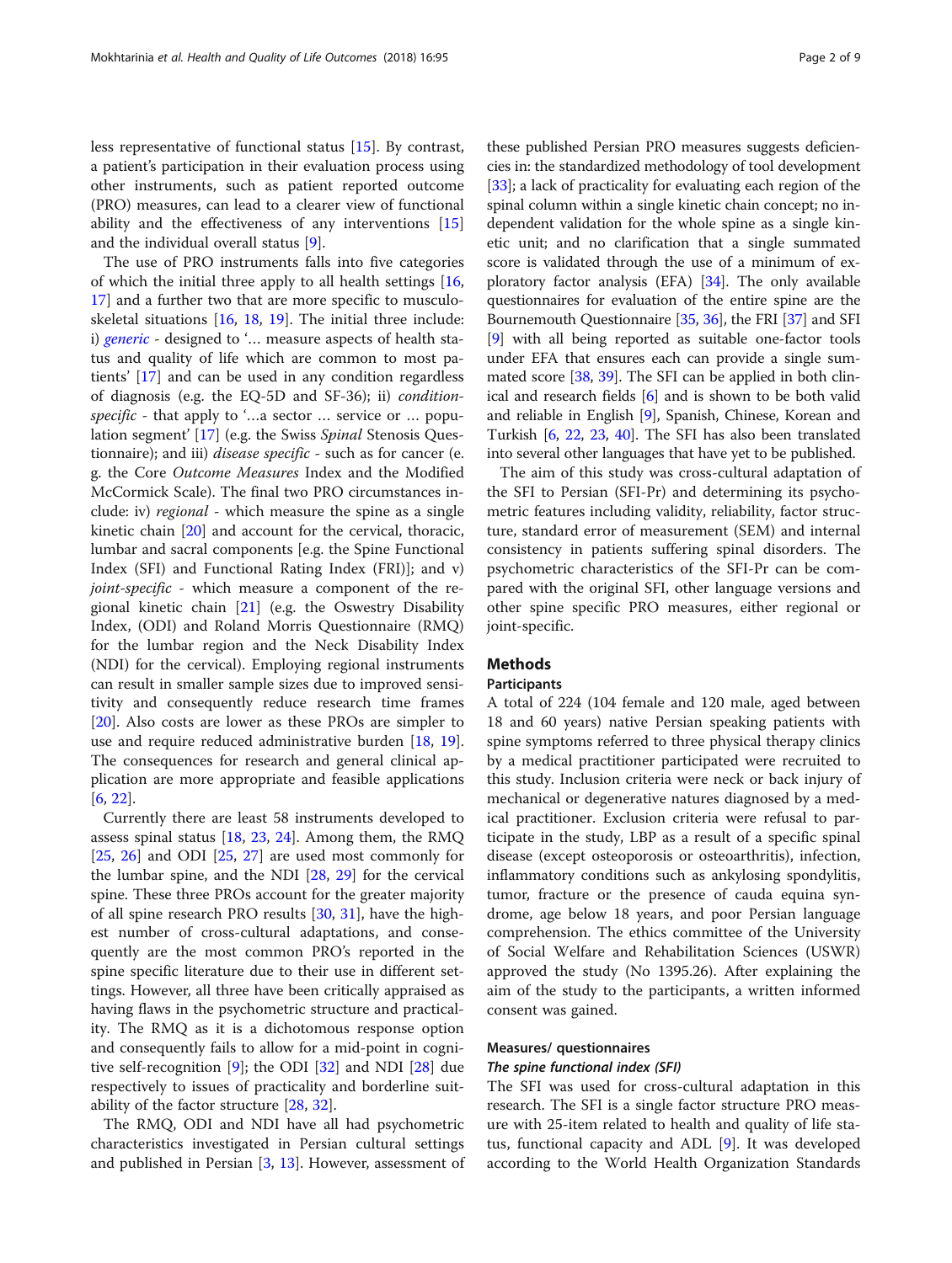less representative of functional status [15]. By contrast, a patient's participation in their evaluation process using other instruments, such as patient reported outcome (PRO) measures, can lead to a clearer view of functional ability and the effectiveness of any interventions [15] and the individual overall status [9].

The use of PRO instruments falls into five categories of which the initial three apply to all health settings [16, 17] and a further two that are more specific to musculoskeletal situations [16, 18, 19]. The initial three include: i) *generic* - designed to '… measure aspects of health status and quality of life which are common to most patients' [17] and can be used in any condition regardless of diagnosis (e.g. the EQ-5D and SF-36); ii) *condition-specific* - that apply to '…a sector … service or … population segment' [17] (e.g. the Swiss *Spinal* Stenosis Questionnaire); and iii) *disease specific* - such as for cancer (e.g. the Core *Outcome Measures* Index and the Modified McCormick Scale). The final two PRO circumstances include: iv) *regional* - which measure the spine as a single kinetic chain [20] and account for the cervical, thoracic, lumbar and sacral components [e.g. the Spine Functional Index (SFI) and Functional Rating Index (FRI)]; and v) *joint-specific* - which measure a component of the regional kinetic chain [21] (e.g. the Oswestry Disability Index, (ODI) and Roland Morris Questionnaire (RMQ) for the lumbar region and the Neck Disability Index (NDI) for the cervical). Employing regional instruments can result in smaller sample sizes due to improved sensitivity and consequently reduce research time frames [20]. Also costs are lower as these PROs are simpler to use and require reduced administrative burden [18, 19]. The consequences for research and general clinical application are more appropriate and feasible applications [6, 22].

Currently there are least 58 instruments developed to assess spinal status [18, 23, 24]. Among them, the RMQ [25, 26] and ODI [25, 27] are used most commonly for the lumbar spine, and the NDI [28, 29] for the cervical spine. These three PROs account for the greater majority of all spine research PRO results [30, 31], have the highest number of cross-cultural adaptations, and consequently are the most common PRO's reported in the spine specific literature due to their use in different settings. However, all three have been critically appraised as having flaws in the psychometric structure and practicality. The RMQ as it is a dichotomous response option and consequently fails to allow for a mid-point in cognitive self-recognition [9]; the ODI [32] and NDI [28] due respectively to issues of practicality and borderline suitability of the factor structure [28, 32].

The RMQ, ODI and NDI have all had psychometric characteristics investigated in Persian cultural settings and published in Persian [3, 13]. However, assessment of these published Persian PRO measures suggests deficiencies in: the standardized methodology of tool development [33]; a lack of practicality for evaluating each region of the spinal column within a single kinetic chain concept; no independent validation for the whole spine as a single kinetic unit; and no clarification that a single summated score is validated through the use of a minimum of exploratory factor analysis (EFA) [34]. The only available questionnaires for evaluation of the entire spine are the Bournemouth Questionnaire [35, 36], the FRI [37] and SFI [9] with all being reported as suitable one-factor tools under EFA that ensures each can provide a single summated score [38, 39]. The SFI can be applied in both clinical and research fields [6] and is shown to be both valid and reliable in English [9], Spanish, Chinese, Korean and Turkish [6, 22, 23, 40]. The SFI has also been translated into several other languages that have yet to be published.

The aim of this study was cross-cultural adaptation of the SFI to Persian (SFI-Pr) and determining its psychometric features including validity, reliability, factor structure, standard error of measurement (SEM) and internal consistency in patients suffering spinal disorders. The psychometric characteristics of the SFI-Pr can be compared with the original SFI, other language versions and other spine specific PRO measures, either regional or joint-specific.

## Methods

### Participants

A total of 224 (104 female and 120 male, aged between 18 and 60 years) native Persian speaking patients with spine symptoms referred to three physical therapy clinics by a medical practitioner participated were recruited to this study. Inclusion criteria were neck or back injury of mechanical or degenerative natures diagnosed by a medical practitioner. Exclusion criteria were refusal to participate in the study, LBP as a result of a specific spinal disease (except osteoporosis or osteoarthritis), infection, inflammatory conditions such as ankylosing spondylitis, tumor, fracture or the presence of cauda equina syndrome, age below 18 years, and poor Persian language comprehension. The ethics committee of the University of Social Welfare and Rehabilitation Sciences (USWR) approved the study (No 1395.26). After explaining the aim of the study to the participants, a written informed consent was gained.

### Measures/ questionnaires

#### *The spine functional index (SFI)*

The SFI was used for cross-cultural adaptation in this research. The SFI is a single factor structure PRO measure with 25-item related to health and quality of life status, functional capacity and ADL [9]. It was developed according to the World Health Organization Standards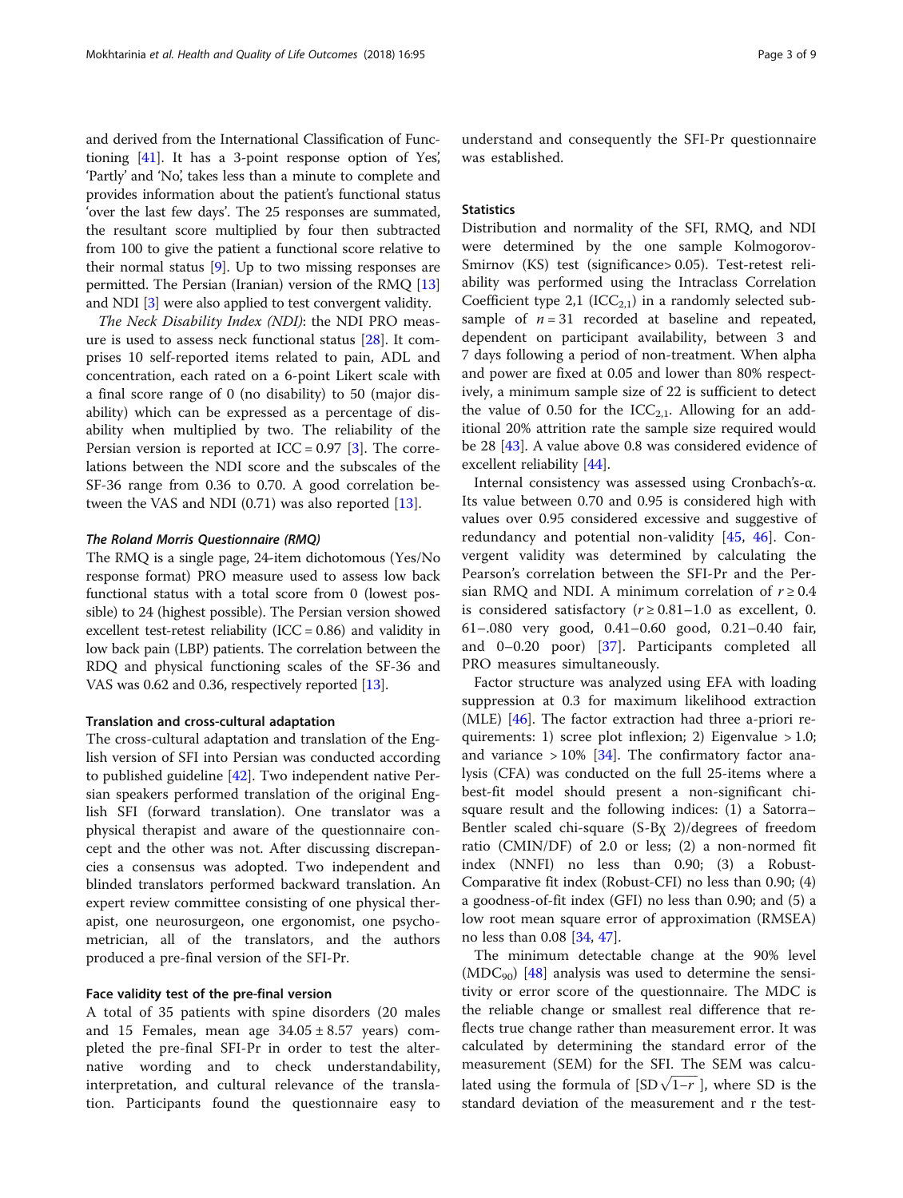and derived from the International Classification of Functioning [41]. It has a 3-point response option of Yes', 'Partly' and 'No', takes less than a minute to complete and provides information about the patient's functional status 'over the last few days'. The 25 responses are summated, the resultant score multiplied by four then subtracted from 100 to give the patient a functional score relative to their normal status [9]. Up to two missing responses are permitted. The Persian (Iranian) version of the RMQ [13] and NDI [3] were also applied to test convergent validity.

*The Neck Disability Index (NDI)*: the NDI PRO measure is used to assess neck functional status [28]. It comprises 10 self-reported items related to pain, ADL and concentration, each rated on a 6-point Likert scale with a final score range of 0 (no disability) to 50 (major disability) which can be expressed as a percentage of disability when multiplied by two. The reliability of the Persian version is reported at ICC = 0.97 [3]. The correlations between the NDI score and the subscales of the SF-36 range from 0.36 to 0.70. A good correlation between the VAS and NDI (0.71) was also reported [13].

#### *The Roland Morris Questionnaire (RMQ)*

The RMQ is a single page, 24-item dichotomous (Yes/No response format) PRO measure used to assess low back functional status with a total score from 0 (lowest possible) to 24 (highest possible). The Persian version showed excellent test-retest reliability (ICC = 0.86) and validity in low back pain (LBP) patients. The correlation between the RDQ and physical functioning scales of the SF-36 and VAS was 0.62 and 0.36, respectively reported [13].

### Translation and cross-cultural adaptation

The cross-cultural adaptation and translation of the English version of SFI into Persian was conducted according to published guideline [42]. Two independent native Persian speakers performed translation of the original English SFI (forward translation). One translator was a physical therapist and aware of the questionnaire concept and the other was not. After discussing discrepancies a consensus was adopted. Two independent and blinded translators performed backward translation. An expert review committee consisting of one physical therapist, one neurosurgeon, one ergonomist, one psychometrician, all of the translators, and the authors produced a pre-final version of the SFI-Pr.

### Face validity test of the pre-final version

A total of 35 patients with spine disorders (20 males and 15 Females, mean age 34.05 ± 8.57 years) completed the pre-final SFI-Pr in order to test the alternative wording and to check understandability, interpretation, and cultural relevance of the translation. Participants found the questionnaire easy to understand and consequently the SFI-Pr questionnaire was established.

### Statistics

Distribution and normality of the SFI, RMQ, and NDI were determined by the one sample Kolmogorov-Smirnov (KS) test (significance> 0.05). Test-retest reliability was performed using the Intraclass Correlation Coefficient type 2,1 ($ICC_{2,1}$) in a randomly selected subsample of $n = 31$ recorded at baseline and repeated, dependent on participant availability, between 3 and 7 days following a period of non-treatment. When alpha and power are fixed at 0.05 and lower than 80% respectively, a minimum sample size of 22 is sufficient to detect the value of 0.50 for the $ICC_{2,1}$. Allowing for an additional 20% attrition rate the sample size required would be 28 [43]. A value above 0.8 was considered evidence of excellent reliability [44].

Internal consistency was assessed using Cronbach's-α. Its value between 0.70 and 0.95 is considered high with values over 0.95 considered excessive and suggestive of redundancy and potential non-validity [45, 46]. Convergent validity was determined by calculating the Pearson's correlation between the SFI-Pr and the Persian RMQ and NDI. A minimum correlation of $r \geq 0.4$ is considered satisfactory ($r \geq 0.81–1.0$ as excellent, 0. 61–.080 very good, 0.41–0.60 good, 0.21–0.40 fair, and 0–0.20 poor) [37]. Participants completed all PRO measures simultaneously.

Factor structure was analyzed using EFA with loading suppression at 0.3 for maximum likelihood extraction (MLE) [46]. The factor extraction had three a-priori requirements: 1) scree plot inflexion; 2) Eigenvalue > 1.0; and variance > 10% [34]. The confirmatory factor analysis (CFA) was conducted on the full 25-items where a best-fit model should present a non-significant chi-square result and the following indices: (1) a Satorra–Bentler scaled chi-square (S-Bχ 2)/degrees of freedom ratio (CMIN/DF) of 2.0 or less; (2) a non-normed fit index (NNFI) no less than 0.90; (3) a Robust-Comparative fit index (Robust-CFI) no less than 0.90; (4) a goodness-of-fit index (GFI) no less than 0.90; and (5) a low root mean square error of approximation (RMSEA) no less than 0.08 [34, 47].

The minimum detectable change at the 90% level ($MDC_{90}$) [48] analysis was used to determine the sensitivity or error score of the questionnaire. The MDC is the reliable change or smallest real difference that reflects true change rather than measurement error. It was calculated by determining the standard error of the measurement (SEM) for the SFI. The SEM was calculated using the formula of [$SD\sqrt{1-r}$], where SD is the standard deviation of the measurement and r the test-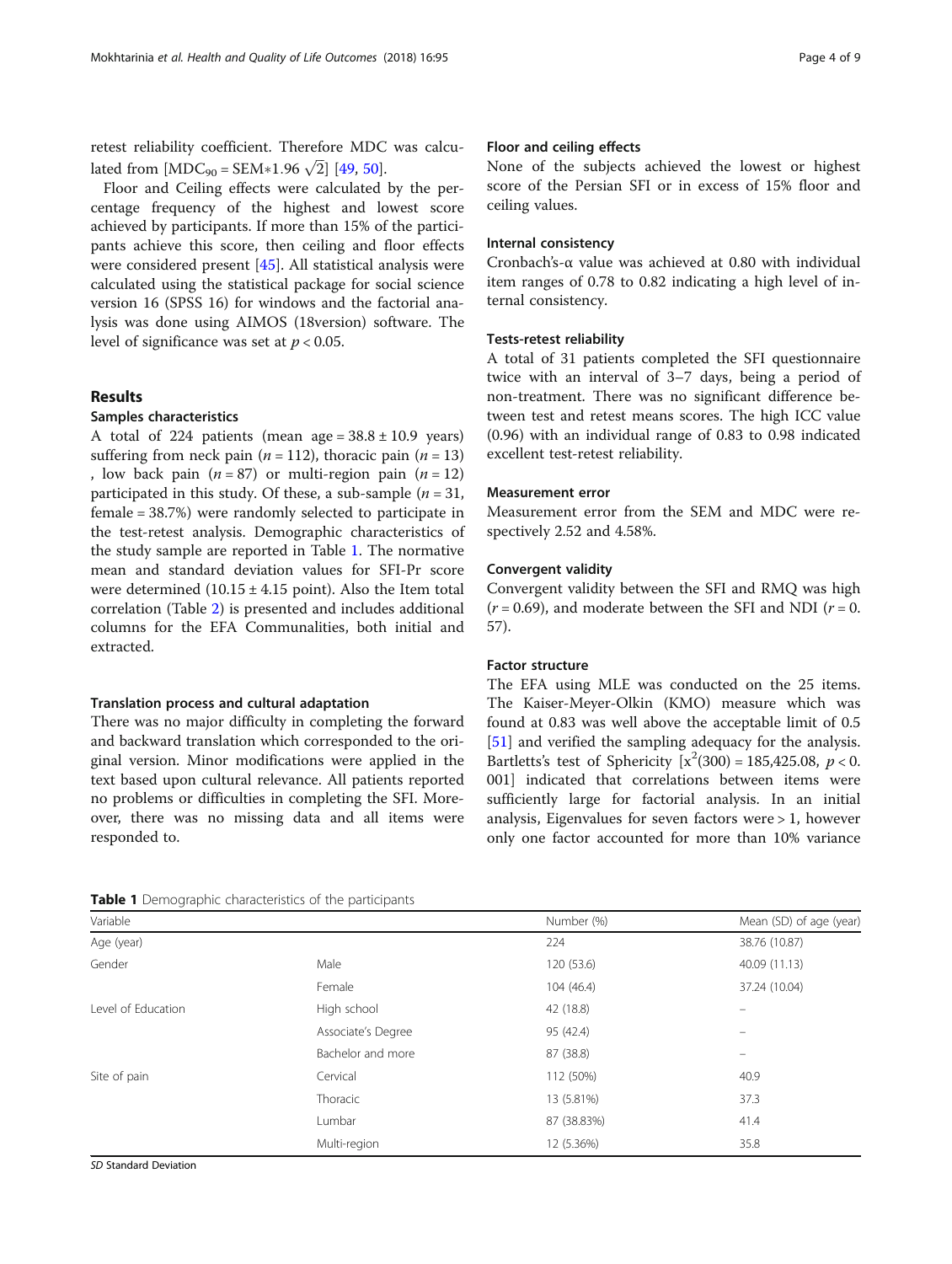retest reliability coefficient. Therefore MDC was calculated from [$MDC_{90} = SEM*1.96\sqrt{2}$] [49, 50].

Floor and Ceiling effects were calculated by the percentage frequency of the highest and lowest score achieved by participants. If more than 15% of the participants achieve this score, then ceiling and floor effects were considered present [45]. All statistical analysis were calculated using the statistical package for social science version 16 (SPSS 16) for windows and the factorial analysis was done using AIMOS (18version) software. The level of significance was set at $p < 0.05$.

## Results

### Samples characteristics

A total of 224 patients (mean age = 38.8 ± 10.9 years) suffering from neck pain ($n = 112$), thoracic pain ($n = 13$) , low back pain ($n = 87$) or multi-region pain ($n = 12$) participated in this study. Of these, a sub-sample ($n = 31$, female = 38.7%) were randomly selected to participate in the test-retest analysis. Demographic characteristics of the study sample are reported in Table 1. The normative mean and standard deviation values for SFI-Pr score were determined (10.15 ± 4.15 point). Also the Item total correlation (Table 2) is presented and includes additional columns for the EFA Communalities, both initial and extracted.

### Translation process and cultural adaptation

There was no major difficulty in completing the forward and backward translation which corresponded to the original version. Minor modifications were applied in the text based upon cultural relevance. All patients reported no problems or difficulties in completing the SFI. Moreover, there was no missing data and all items were responded to.

### Floor and ceiling effects

None of the subjects achieved the lowest or highest score of the Persian SFI or in excess of 15% floor and ceiling values.

### Internal consistency

Cronbach's-α value was achieved at 0.80 with individual item ranges of 0.78 to 0.82 indicating a high level of internal consistency.

### Tests-retest reliability

A total of 31 patients completed the SFI questionnaire twice with an interval of 3–7 days, being a period of non-treatment. There was no significant difference between test and retest means scores. The high ICC value (0.96) with an individual range of 0.83 to 0.98 indicated excellent test-retest reliability.

### Measurement error

Measurement error from the SEM and MDC were respectively 2.52 and 4.58%.

### Convergent validity

Convergent validity between the SFI and RMQ was high ($r = 0.69$), and moderate between the SFI and NDI ($r = 0.57$).

### Factor structure

The EFA using MLE was conducted on the 25 items. The Kaiser-Meyer-Olkin (KMO) measure which was found at 0.83 was well above the acceptable limit of 0.5 [51] and verified the sampling adequacy for the analysis. Bartletts's test of Sphericity [$x^2(300) = 185{,}425.08$, $p < 0.001$] indicated that correlations between items were sufficiently large for factorial analysis. In an initial analysis, Eigenvalues for seven factors were > 1, however only one factor accounted for more than 10% variance

**Table 1** Demographic characteristics of the participants

| Variable | | Number (%) | Mean (SD) of age (year) |
|---|---|---|---|
| Age (year) | | 224 | 38.76 (10.87) |
| Gender | Male | 120 (53.6) | 40.09 (11.13) |
| | Female | 104 (46.4) | 37.24 (10.04) |
| Level of Education | High school | 42 (18.8) | – |
| | Associate's Degree | 95 (42.4) | – |
| | Bachelor and more | 87 (38.8) | – |
| Site of pain | Cervical | 112 (50%) | 40.9 |
| | Thoracic | 13 (5.81%) | 37.3 |
| | Lumbar | 87 (38.83%) | 41.4 |
| | Multi-region | 12 (5.36%) | 35.8 |

*SD* Standard Deviation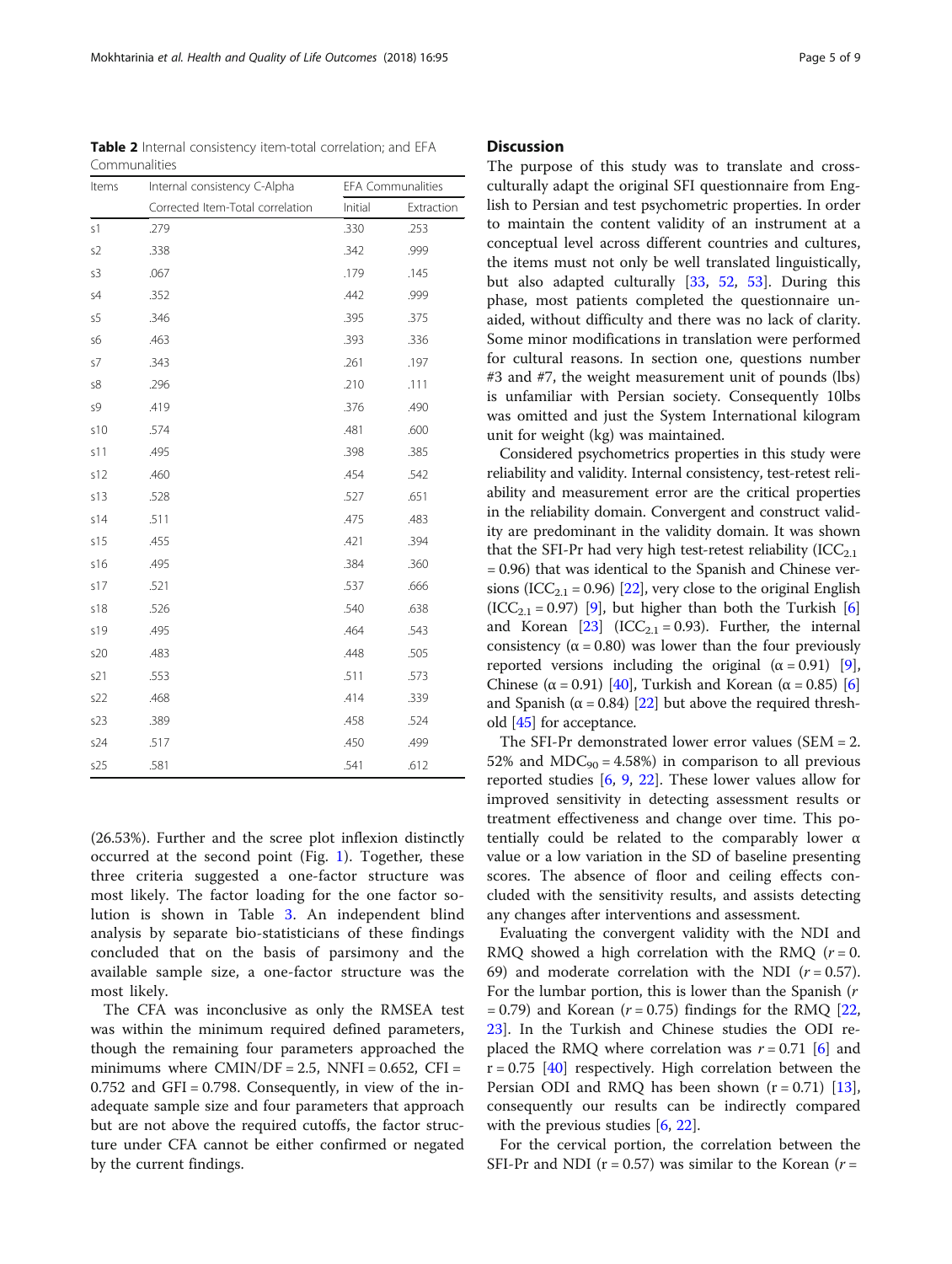**Table 2** Internal consistency item-total correlation; and EFA Communalities

| Items | Internal consistency C-Alpha | EFA Communalities | |
|---|---|---|---|
| | Corrected Item-Total correlation | Initial | Extraction |
| s1 | .279 | .330 | .253 |
| s2 | .338 | .342 | .999 |
| s3 | .067 | .179 | .145 |
| s4 | .352 | .442 | .999 |
| s5 | .346 | .395 | .375 |
| s6 | .463 | .393 | .336 |
| s7 | .343 | .261 | .197 |
| s8 | .296 | .210 | .111 |
| s9 | .419 | .376 | .490 |
| s10 | .574 | .481 | .600 |
| s11 | .495 | .398 | .385 |
| s12 | .460 | .454 | .542 |
| s13 | .528 | .527 | .651 |
| s14 | .511 | .475 | .483 |
| s15 | .455 | .421 | .394 |
| s16 | .495 | .384 | .360 |
| s17 | .521 | .537 | .666 |
| s18 | .526 | .540 | .638 |
| s19 | .495 | .464 | .543 |
| s20 | .483 | .448 | .505 |
| s21 | .553 | .511 | .573 |
| s22 | .468 | .414 | .339 |
| s23 | .389 | .458 | .524 |
| s24 | .517 | .450 | .499 |
| s25 | .581 | .541 | .612 |

(26.53%). Further and the scree plot inflexion distinctly occurred at the second point (Fig. 1). Together, these three criteria suggested a one-factor structure was most likely. The factor loading for the one factor solution is shown in Table 3. An independent blind analysis by separate bio-statisticians of these findings concluded that on the basis of parsimony and the available sample size, a one-factor structure was the most likely.

The CFA was inconclusive as only the RMSEA test was within the minimum required defined parameters, though the remaining four parameters approached the minimums where CMIN/DF = 2.5, NNFI = 0.652, CFI = 0.752 and GFI = 0.798. Consequently, in view of the inadequate sample size and four parameters that approach but are not above the required cutoffs, the factor structure under CFA cannot be either confirmed or negated by the current findings.

## Discussion

The purpose of this study was to translate and cross-culturally adapt the original SFI questionnaire from English to Persian and test psychometric properties. In order to maintain the content validity of an instrument at a conceptual level across different countries and cultures, the items must not only be well translated linguistically, but also adapted culturally [33, 52, 53]. During this phase, most patients completed the questionnaire unaided, without difficulty and there was no lack of clarity. Some minor modifications in translation were performed for cultural reasons. In section one, questions number #3 and #7, the weight measurement unit of pounds (lbs) is unfamiliar with Persian society. Consequently 10lbs was omitted and just the System International kilogram unit for weight (kg) was maintained.

Considered psychometrics properties in this study were reliability and validity. Internal consistency, test-retest reliability and measurement error are the critical properties in the reliability domain. Convergent and construct validity are predominant in the validity domain. It was shown that the SFI-Pr had very high test-retest reliability ($ICC_{2.1}$ = 0.96) that was identical to the Spanish and Chinese versions ($ICC_{2.1}$ = 0.96) [22], very close to the original English ($ICC_{2.1}$ = 0.97) [9], but higher than both the Turkish [6] and Korean [23] ($ICC_{2.1}$ = 0.93). Further, the internal consistency ($\alpha = 0.80$) was lower than the four previously reported versions including the original ($\alpha = 0.91$) [9], Chinese ($\alpha = 0.91$) [40], Turkish and Korean ($\alpha = 0.85$) [6] and Spanish ($\alpha = 0.84$) [22] but above the required threshold [45] for acceptance.

The SFI-Pr demonstrated lower error values (SEM = 2.52% and $MDC_{90}$ = 4.58%) in comparison to all previous reported studies [6, 9, 22]. These lower values allow for improved sensitivity in detecting assessment results or treatment effectiveness and change over time. This potentially could be related to the comparably lower α value or a low variation in the SD of baseline presenting scores. The absence of floor and ceiling effects concluded with the sensitivity results, and assists detecting any changes after interventions and assessment.

Evaluating the convergent validity with the NDI and RMQ showed a high correlation with the RMQ ($r = 0.69$) and moderate correlation with the NDI ($r = 0.57$). For the lumbar portion, this is lower than the Spanish ($r = 0.79$) and Korean ($r = 0.75$) findings for the RMQ [22, 23]. In the Turkish and Chinese studies the ODI replaced the RMQ where correlation was $r = 0.71$ [6] and $r = 0.75$ [40] respectively. High correlation between the Persian ODI and RMQ has been shown ($r = 0.71$) [13], consequently our results can be indirectly compared with the previous studies [6, 22].

For the cervical portion, the correlation between the SFI-Pr and NDI ($r = 0.57$) was similar to the Korean ($r =$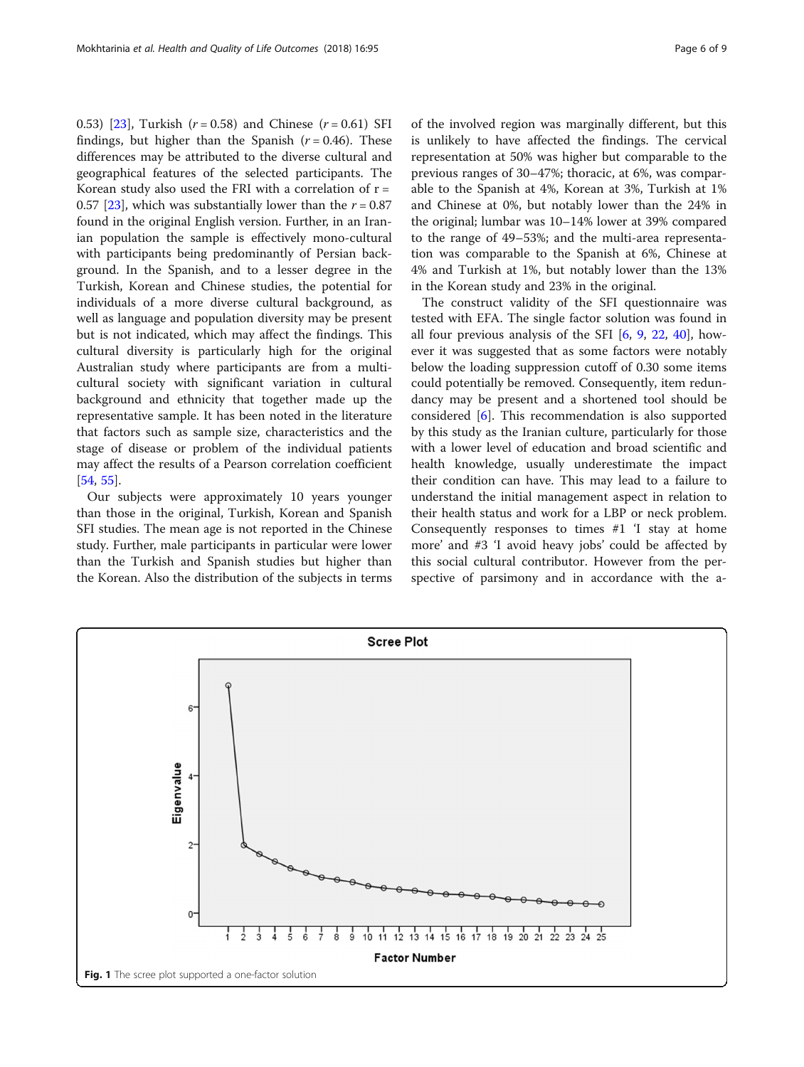0.53) [23], Turkish ($r = 0.58$) and Chinese ($r = 0.61$) SFI findings, but higher than the Spanish ($r = 0.46$). These differences may be attributed to the diverse cultural and geographical features of the selected participants. The Korean study also used the FRI with a correlation of $r = 0.57$ [23], which was substantially lower than the $r = 0.87$ found in the original English version. Further, in an Iranian population the sample is effectively mono-cultural with participants being predominantly of Persian background. In the Spanish, and to a lesser degree in the Turkish, Korean and Chinese studies, the potential for individuals of a more diverse cultural background, as well as language and population diversity may be present but is not indicated, which may affect the findings. This cultural diversity is particularly high for the original Australian study where participants are from a multicultural society with significant variation in cultural background and ethnicity that together made up the representative sample. It has been noted in the literature that factors such as sample size, characteristics and the stage of disease or problem of the individual patients may affect the results of a Pearson correlation coefficient [54, 55].

Our subjects were approximately 10 years younger than those in the original, Turkish, Korean and Spanish SFI studies. The mean age is not reported in the Chinese study. Further, male participants in particular were lower than the Turkish and Spanish studies but higher than the Korean. Also the distribution of the subjects in terms of the involved region was marginally different, but this is unlikely to have affected the findings. The cervical representation at 50% was higher but comparable to the previous ranges of 30–47%; thoracic, at 6%, was comparable to the Spanish at 4%, Korean at 3%, Turkish at 1% and Chinese at 0%, but notably lower than the 24% in the original; lumbar was 10–14% lower at 39% compared to the range of 49–53%; and the multi-area representation was comparable to the Spanish at 6%, Chinese at 4% and Turkish at 1%, but notably lower than the 13% in the Korean study and 23% in the original.

The construct validity of the SFI questionnaire was tested with EFA. The single factor solution was found in all four previous analysis of the SFI [6, 9, 22, 40], however it was suggested that as some factors were notably below the loading suppression cutoff of 0.30 some items could potentially be removed. Consequently, item redundancy may be present and a shortened tool should be considered [6]. This recommendation is also supported by this study as the Iranian culture, particularly for those with a lower level of education and broad scientific and health knowledge, usually underestimate the impact their condition can have. This may lead to a failure to understand the initial management aspect in relation to their health status and work for a LBP or neck problem. Consequently responses to times #1 'I stay at home more' and #3 'I avoid heavy jobs' could be affected by this social cultural contributor. However from the perspective of parsimony and in accordance with the a-

**Fig. 1** The scree plot supported a one-factor solution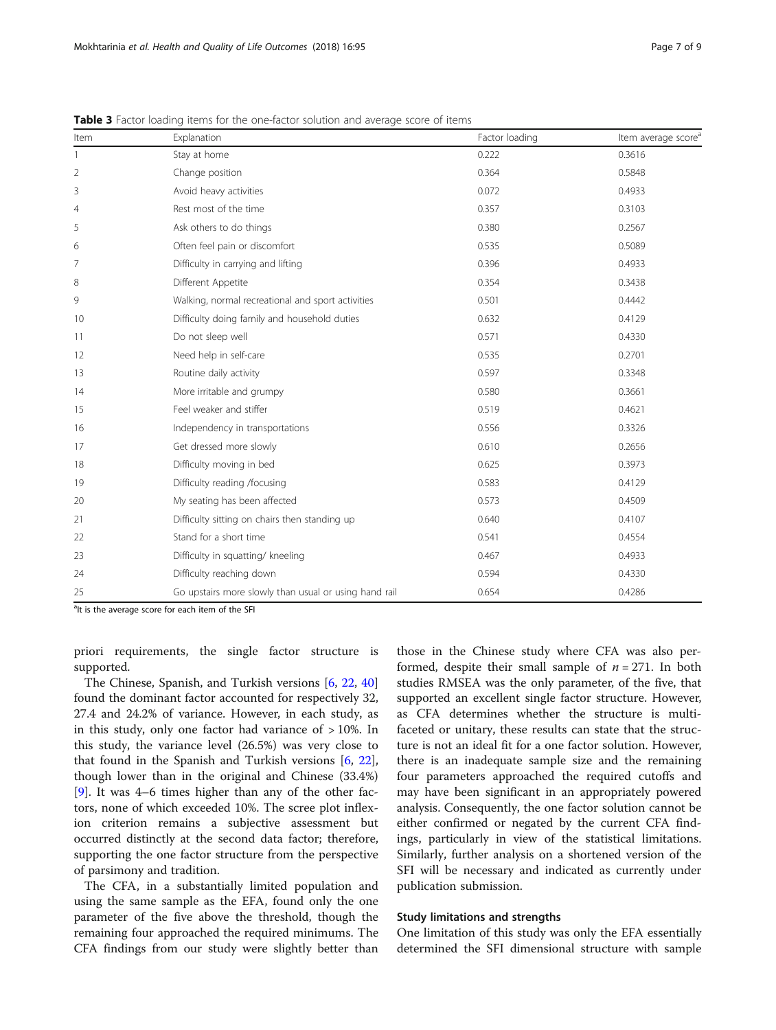**Table 3** Factor loading items for the one-factor solution and average score of items

| Item | Explanation | Factor loading | Item average score[a] |
|---|---|---|---|
| 1 | Stay at home | 0.222 | 0.3616 |
| 2 | Change position | 0.364 | 0.5848 |
| 3 | Avoid heavy activities | 0.072 | 0.4933 |
| 4 | Rest most of the time | 0.357 | 0.3103 |
| 5 | Ask others to do things | 0.380 | 0.2567 |
| 6 | Often feel pain or discomfort | 0.535 | 0.5089 |
| 7 | Difficulty in carrying and lifting | 0.396 | 0.4933 |
| 8 | Different Appetite | 0.354 | 0.3438 |
| 9 | Walking, normal recreational and sport activities | 0.501 | 0.4442 |
| 10 | Difficulty doing family and household duties | 0.632 | 0.4129 |
| 11 | Do not sleep well | 0.571 | 0.4330 |
| 12 | Need help in self-care | 0.535 | 0.2701 |
| 13 | Routine daily activity | 0.597 | 0.3348 |
| 14 | More irritable and grumpy | 0.580 | 0.3661 |
| 15 | Feel weaker and stiffer | 0.519 | 0.4621 |
| 16 | Independency in transportations | 0.556 | 0.3326 |
| 17 | Get dressed more slowly | 0.610 | 0.2656 |
| 18 | Difficulty moving in bed | 0.625 | 0.3973 |
| 19 | Difficulty reading /focusing | 0.583 | 0.4129 |
| 20 | My seating has been affected | 0.573 | 0.4509 |
| 21 | Difficulty sitting on chairs then standing up | 0.640 | 0.4107 |
| 22 | Stand for a short time | 0.541 | 0.4554 |
| 23 | Difficulty in squatting/ kneeling | 0.467 | 0.4933 |
| 24 | Difficulty reaching down | 0.594 | 0.4330 |
| 25 | Go upstairs more slowly than usual or using hand rail | 0.654 | 0.4286 |

[a]It is the average score for each item of the SFI

priori requirements, the single factor structure is supported.

The Chinese, Spanish, and Turkish versions [6, 22, 40] found the dominant factor accounted for respectively 32, 27.4 and 24.2% of variance. However, in each study, as in this study, only one factor had variance of > 10%. In this study, the variance level (26.5%) was very close to that found in the Spanish and Turkish versions [6, 22], though lower than in the original and Chinese (33.4%) [9]. It was 4–6 times higher than any of the other factors, none of which exceeded 10%. The scree plot inflexion criterion remains a subjective assessment but occurred distinctly at the second data factor; therefore, supporting the one factor structure from the perspective of parsimony and tradition.

The CFA, in a substantially limited population and using the same sample as the EFA, found only the one parameter of the five above the threshold, though the remaining four approached the required minimums. The CFA findings from our study were slightly better than those in the Chinese study where CFA was also performed, despite their small sample of $n = 271$. In both studies RMSEA was the only parameter, of the five, that supported an excellent single factor structure. However, as CFA determines whether the structure is multifaceted or unitary, these results can state that the structure is not an ideal fit for a one factor solution. However, there is an inadequate sample size and the remaining four parameters approached the required cutoffs and may have been significant in an appropriately powered analysis. Consequently, the one factor solution cannot be either confirmed or negated by the current CFA findings, particularly in view of the statistical limitations. Similarly, further analysis on a shortened version of the SFI will be necessary and indicated as currently under publication submission.

### Study limitations and strengths

One limitation of this study was only the EFA essentially determined the SFI dimensional structure with sample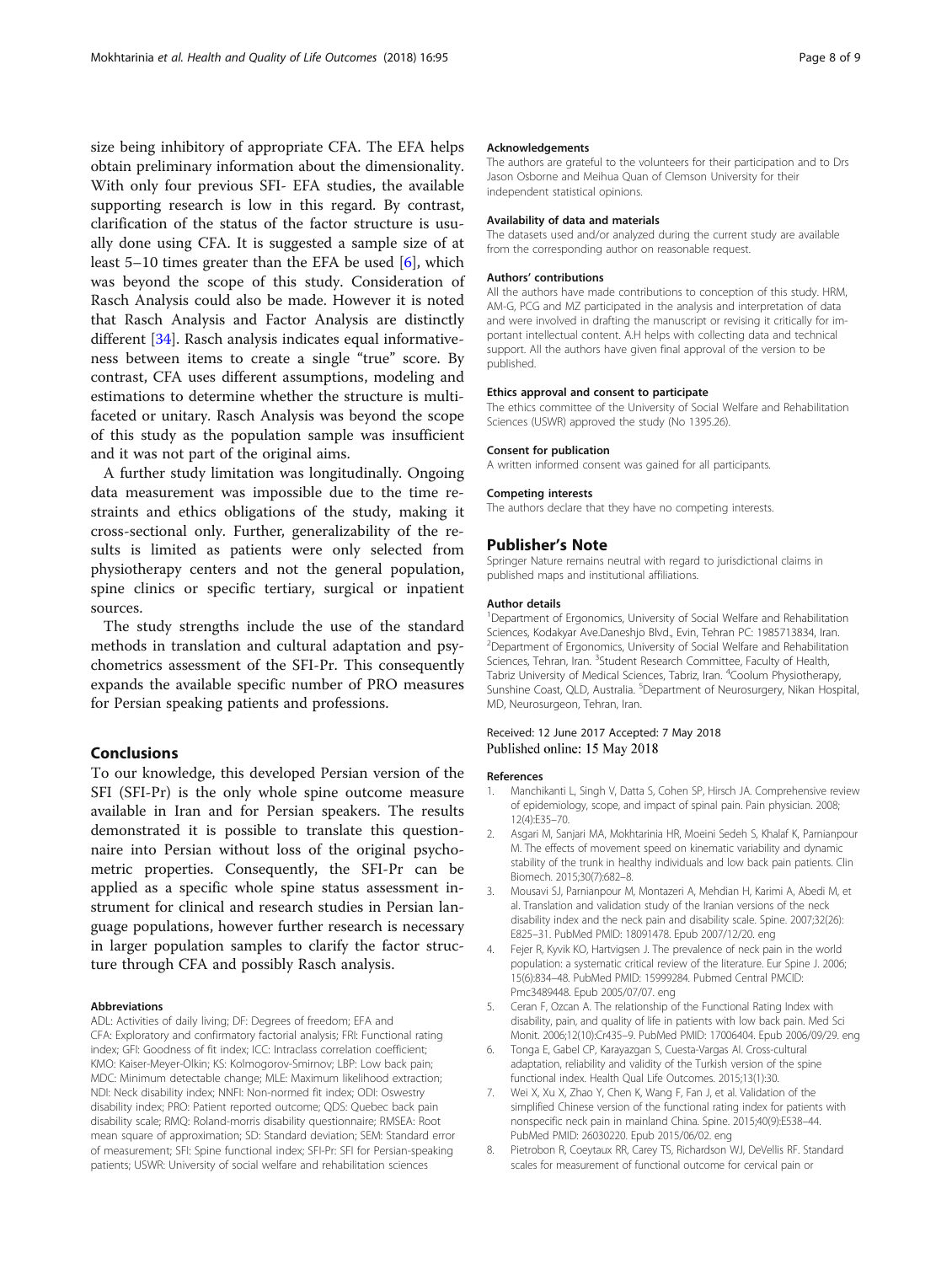size being inhibitory of appropriate CFA. The EFA helps obtain preliminary information about the dimensionality. With only four previous SFI- EFA studies, the available supporting research is low in this regard. By contrast, clarification of the status of the factor structure is usually done using CFA. It is suggested a sample size of at least 5–10 times greater than the EFA be used [6], which was beyond the scope of this study. Consideration of Rasch Analysis could also be made. However it is noted that Rasch Analysis and Factor Analysis are distinctly different [34]. Rasch analysis indicates equal informativeness between items to create a single "true" score. By contrast, CFA uses different assumptions, modeling and estimations to determine whether the structure is multifaceted or unitary. Rasch Analysis was beyond the scope of this study as the population sample was insufficient and it was not part of the original aims.

A further study limitation was longitudinally. Ongoing data measurement was impossible due to the time restraints and ethics obligations of the study, making it cross-sectional only. Further, generalizability of the results is limited as patients were only selected from physiotherapy centers and not the general population, spine clinics or specific tertiary, surgical or inpatient sources.

The study strengths include the use of the standard methods in translation and cultural adaptation and psychometrics assessment of the SFI-Pr. This consequently expands the available specific number of PRO measures for Persian speaking patients and professions.

## Conclusions

To our knowledge, this developed Persian version of the SFI (SFI-Pr) is the only whole spine outcome measure available in Iran and for Persian speakers. The results demonstrated it is possible to translate this questionnaire into Persian without loss of the original psychometric properties. Consequently, the SFI-Pr can be applied as a specific whole spine status assessment instrument for clinical and research studies in Persian language populations, however further research is necessary in larger population samples to clarify the factor structure through CFA and possibly Rasch analysis.

#### Abbreviations

ADL: Activities of daily living; DF: Degrees of freedom; EFA and CFA: Exploratory and confirmatory factorial analysis; FRI: Functional rating index; GFI: Goodness of fit index; ICC: Intraclass correlation coefficient; KMO: Kaiser-Meyer-Olkin; KS: Kolmogorov-Smirnov; LBP: Low back pain; MDC: Minimum detectable change; MLE: Maximum likelihood extraction; NDI: Neck disability index; NNFI: Non-normed fit index; ODI: Oswestry disability index; PRO: Patient reported outcome; QDS: Quebec back pain disability scale; RMQ: Roland-morris disability questionnaire; RMSEA: Root mean square of approximation; SD: Standard deviation; SEM: Standard error of measurement; SFI: Spine functional index; SFI-Pr: SFI for Persian-speaking patients; USWR: University of social welfare and rehabilitation sciences

#### Acknowledgements

The authors are grateful to the volunteers for their participation and to Drs Jason Osborne and Meihua Quan of Clemson University for their independent statistical opinions.

#### Availability of data and materials

The datasets used and/or analyzed during the current study are available from the corresponding author on reasonable request.

#### Authors' contributions

All the authors have made contributions to conception of this study. HRM, AM-G, PCG and MZ participated in the analysis and interpretation of data and were involved in drafting the manuscript or revising it critically for important intellectual content. A.H helps with collecting data and technical support. All the authors have given final approval of the version to be published.

#### Ethics approval and consent to participate

The ethics committee of the University of Social Welfare and Rehabilitation Sciences (USWR) approved the study (No 1395.26).

#### Consent for publication

A written informed consent was gained for all participants.

#### Competing interests

The authors declare that they have no competing interests.

## Publisher's Note

Springer Nature remains neutral with regard to jurisdictional claims in published maps and institutional affiliations.

#### Author details

[1]Department of Ergonomics, University of Social Welfare and Rehabilitation Sciences, Kodakyar Ave.Daneshjo Blvd., Evin, Tehran PC: 1985713834, Iran. [2]Department of Ergonomics, University of Social Welfare and Rehabilitation Sciences, Tehran, Iran. [3]Student Research Committee, Faculty of Health, Tabriz University of Medical Sciences, Tabriz, Iran. [4]Coolum Physiotherapy, Sunshine Coast, QLD, Australia. [5]Department of Neurosurgery, Nikan Hospital, MD, Neurosurgeon, Tehran, Iran.

Received: 12 June 2017 Accepted: 7 May 2018
Published online: 15 May 2018

#### References

1. Manchikanti L, Singh V, Datta S, Cohen SP, Hirsch JA. Comprehensive review of epidemiology, scope, and impact of spinal pain. Pain physician. 2008; 12(4):E35–70.
2. Asgari M, Sanjari MA, Mokhtarinia HR, Moeini Sedeh S, Khalaf K, Parnianpour M. The effects of movement speed on kinematic variability and dynamic stability of the trunk in healthy individuals and low back pain patients. Clin Biomech. 2015;30(7):682–8.
3. Mousavi SJ, Parnianpour M, Montazeri A, Mehdian H, Karimi A, Abedi M, et al. Translation and validation study of the Iranian versions of the neck disability index and the neck pain and disability scale. Spine. 2007;32(26): E825–31. PubMed PMID: 18091478. Epub 2007/12/20. eng
4. Fejer R, Kyvik KO, Hartvigsen J. The prevalence of neck pain in the world population: a systematic critical review of the literature. Eur Spine J. 2006; 15(6):834–48. PubMed PMID: 15999284. Pubmed Central PMCID: Pmc3489448. Epub 2005/07/07. eng
5. Ceran F, Ozcan A. The relationship of the Functional Rating Index with disability, pain, and quality of life in patients with low back pain. Med Sci Monit. 2006;12(10):Cr435–9. PubMed PMID: 17006404. Epub 2006/09/29. eng
6. Tonga E, Gabel CP, Karayazgan S, Cuesta-Vargas AI. Cross-cultural adaptation, reliability and validity of the Turkish version of the spine functional index. Health Qual Life Outcomes. 2015;13(1):30.
7. Wei X, Xu X, Zhao Y, Chen K, Wang F, Fan J, et al. Validation of the simplified Chinese version of the functional rating index for patients with nonspecific neck pain in mainland China. Spine. 2015;40(9):E538–44. PubMed PMID: 26030220. Epub 2015/06/02. eng
8. Pietrobon R, Coeytaux RR, Carey TS, Richardson WJ, DeVellis RF. Standard scales for measurement of functional outcome for cervical pain or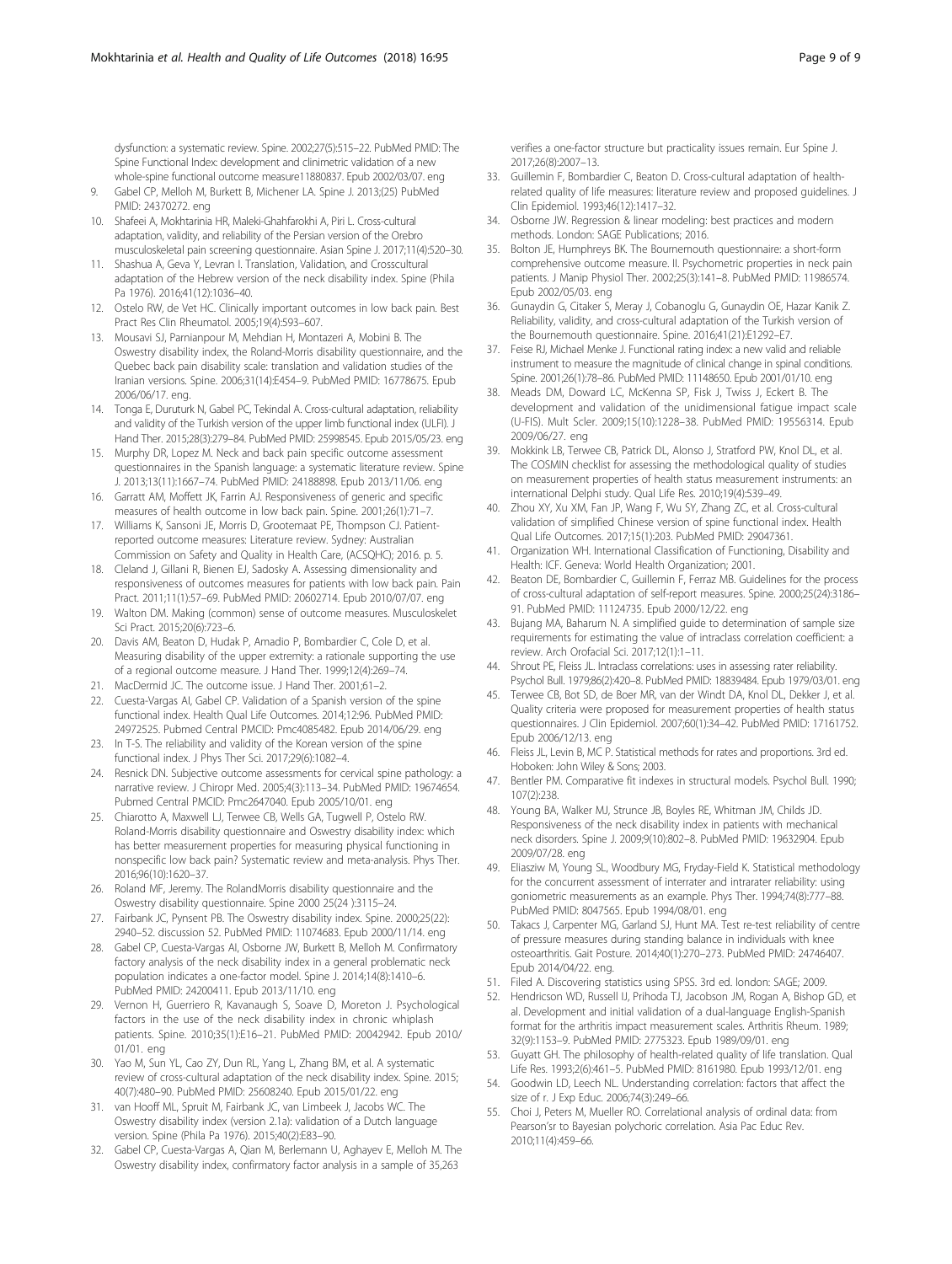dysfunction: a systematic review. Spine. 2002;27(5):515–22. PubMed PMID: The Spine Functional Index: development and clinimetric validation of a new whole-spine functional outcome measure11880837. Epub 2002/03/07. eng

9. Gabel CP, Melloh M, Burkett B, Michener LA. Spine J. 2013;(25) PubMed PMID: 24370272. eng
10. Shafeei A, Mokhtarinia HR, Maleki-Ghahfarokhi A, Piri L. Cross-cultural adaptation, validity, and reliability of the Persian version of the Orebro musculoskeletal pain screening questionnaire. Asian Spine J. 2017;11(4):520–30.
11. Shashua A, Geva Y, Levran I. Translation, Validation, and Crosscultural adaptation of the Hebrew version of the neck disability index. Spine (Phila Pa 1976). 2016;41(12):1036–40.
12. Ostelo RW, de Vet HC. Clinically important outcomes in low back pain. Best Pract Res Clin Rheumatol. 2005;19(4):593–607.
13. Mousavi SJ, Parnianpour M, Mehdian H, Montazeri A, Mobini B. The Oswestry disability index, the Roland-Morris disability questionnaire, and the Quebec back pain disability scale: translation and validation studies of the Iranian versions. Spine. 2006;31(14):E454–9. PubMed PMID: 16778675. Epub 2006/06/17. eng.
14. Tonga E, Duruturk N, Gabel PC, Tekindal A. Cross-cultural adaptation, reliability and validity of the Turkish version of the upper limb functional index (ULFI). J Hand Ther. 2015;28(3):279–84. PubMed PMID: 25998545. Epub 2015/05/23. eng
15. Murphy DR, Lopez M. Neck and back pain specific outcome assessment questionnaires in the Spanish language: a systematic literature review. Spine J. 2013;13(11):1667–74. PubMed PMID: 24188898. Epub 2013/11/06. eng
16. Garratt AM, Moffett JK, Farrin AJ. Responsiveness of generic and specific measures of health outcome in low back pain. Spine. 2001;26(1):71–7.
17. Williams K, Sansoni JE, Morris D, Grootemaat PE, Thompson CJ. Patient-reported outcome measures: Literature review. Sydney: Australian Commission on Safety and Quality in Health Care, (ACSQHC); 2016. p. 5.
18. Cleland J, Gillani R, Bienen EJ, Sadosky A. Assessing dimensionality and responsiveness of outcomes measures for patients with low back pain. Pain Pract. 2011;11(1):57–69. PubMed PMID: 20602714. Epub 2010/07/07. eng
19. Walton DM. Making (common) sense of outcome measures. Musculoskelet Sci Pract. 2015;20(6):723–6.
20. Davis AM, Beaton D, Hudak P, Amadio P, Bombardier C, Cole D, et al. Measuring disability of the upper extremity: a rationale supporting the use of a regional outcome measure. J Hand Ther. 1999;12(4):269–74.
21. MacDermid JC. The outcome issue. J Hand Ther. 2001;61–2.
22. Cuesta-Vargas AI, Gabel CP. Validation of a Spanish version of the spine functional index. Health Qual Life Outcomes. 2014;12:96. PubMed PMID: 24972525. Pubmed Central PMCID: Pmc4085482. Epub 2014/06/29. eng
23. In T-S. The reliability and validity of the Korean version of the spine functional index. J Phys Ther Sci. 2017;29(6):1082–4.
24. Resnick DN. Subjective outcome assessments for cervical spine pathology: a narrative review. J Chiropr Med. 2005;4(3):113–34. PubMed PMID: 19674654. Pubmed Central PMCID: Pmc2647040. Epub 2005/10/01. eng
25. Chiarotto A, Maxwell LJ, Terwee CB, Wells GA, Tugwell P, Ostelo RW. Roland-Morris disability questionnaire and Oswestry disability index: which has better measurement properties for measuring physical functioning in nonspecific low back pain? Systematic review and meta-analysis. Phys Ther. 2016;96(10):1620–37.
26. Roland MF, Jeremy. The RolandMorris disability questionnaire and the Oswestry disability questionnaire. Spine 2000 25(24 ):3115–24.
27. Fairbank JC, Pynsent PB. The Oswestry disability index. Spine. 2000;25(22): 2940–52. discussion 52. PubMed PMID: 11074683. Epub 2000/11/14. eng
28. Gabel CP, Cuesta-Vargas AI, Osborne JW, Burkett B, Melloh M. Confirmatory factory analysis of the neck disability index in a general problematic neck population indicates a one-factor model. Spine J. 2014;14(8):1410–6. PubMed PMID: 24200411. Epub 2013/11/10. eng
29. Vernon H, Guerriero R, Kavanaugh S, Soave D, Moreton J. Psychological factors in the use of the neck disability index in chronic whiplash patients. Spine. 2010;35(1):E16–21. PubMed PMID: 20042942. Epub 2010/01/01. eng
30. Yao M, Sun YL, Cao ZY, Dun RL, Yang L, Zhang BM, et al. A systematic review of cross-cultural adaptation of the neck disability index. Spine. 2015; 40(7):480–90. PubMed PMID: 25608240. Epub 2015/01/22. eng
31. van Hooff ML, Spruit M, Fairbank JC, van Limbeek J, Jacobs WC. The Oswestry disability index (version 2.1a): validation of a Dutch language version. Spine (Phila Pa 1976). 2015;40(2):E83–90.
32. Gabel CP, Cuesta-Vargas A, Qian M, Berlemann U, Aghayev E, Melloh M. The Oswestry disability index, confirmatory factor analysis in a sample of 35,263 verifies a one-factor structure but practicality issues remain. Eur Spine J. 2017;26(8):2007–13.
33. Guillemin F, Bombardier C, Beaton D. Cross-cultural adaptation of health-related quality of life measures: literature review and proposed guidelines. J Clin Epidemiol. 1993;46(12):1417–32.
34. Osborne JW. Regression & linear modeling: best practices and modern methods. London: SAGE Publications; 2016.
35. Bolton JE, Humphreys BK. The Bournemouth questionnaire: a short-form comprehensive outcome measure. II. Psychometric properties in neck pain patients. J Manip Physiol Ther. 2002;25(3):141–8. PubMed PMID: 11986574. Epub 2002/05/03. eng
36. Gunaydin G, Citaker S, Meray J, Cobanoglu G, Gunaydin OE, Hazar Kanik Z. Reliability, validity, and cross-cultural adaptation of the Turkish version of the Bournemouth questionnaire. Spine. 2016;41(21):E1292–E7.
37. Feise RJ, Michael Menke J. Functional rating index: a new valid and reliable instrument to measure the magnitude of clinical change in spinal conditions. Spine. 2001;26(1):78–86. PubMed PMID: 11148650. Epub 2001/01/10. eng
38. Meads DM, Doward LC, McKenna SP, Fisk J, Twiss J, Eckert B. The development and validation of the unidimensional fatigue impact scale (U-FIS). Mult Scler. 2009;15(10):1228–38. PubMed PMID: 19556314. Epub 2009/06/27. eng
39. Mokkink LB, Terwee CB, Patrick DL, Alonso J, Stratford PW, Knol DL, et al. The COSMIN checklist for assessing the methodological quality of studies on measurement properties of health status measurement instruments: an international Delphi study. Qual Life Res. 2010;19(4):539–49.
40. Zhou XY, Xu XM, Fan JP, Wang F, Wu SY, Zhang ZC, et al. Cross-cultural validation of simplified Chinese version of spine functional index. Health Qual Life Outcomes. 2017;15(1):203. PubMed PMID: 29047361.
41. Organization WH. International Classification of Functioning, Disability and Health: ICF. Geneva: World Health Organization; 2001.
42. Beaton DE, Bombardier C, Guillemin F, Ferraz MB. Guidelines for the process of cross-cultural adaptation of self-report measures. Spine. 2000;25(24):3186–91. PubMed PMID: 11124735. Epub 2000/12/22. eng
43. Bujang MA, Baharum N. A simplified guide to determination of sample size requirements for estimating the value of intraclass correlation coefficient: a review. Arch Orofacial Sci. 2017;12(1):1–11.
44. Shrout PE, Fleiss JL. Intraclass correlations: uses in assessing rater reliability. Psychol Bull. 1979;86(2):420–8. PubMed PMID: 18839484. Epub 1979/03/01. eng
45. Terwee CB, Bot SD, de Boer MR, van der Windt DA, Knol DL, Dekker J, et al. Quality criteria were proposed for measurement properties of health status questionnaires. J Clin Epidemiol. 2007;60(1):34–42. PubMed PMID: 17161752. Epub 2006/12/13. eng
46. Fleiss JL, Levin B, MC P. Statistical methods for rates and proportions. 3rd ed. Hoboken: John Wiley & Sons; 2003.
47. Bentler PM. Comparative fit indexes in structural models. Psychol Bull. 1990; 107(2):238.
48. Young BA, Walker MJ, Strunce JB, Boyles RE, Whitman JM, Childs JD. Responsiveness of the neck disability index in patients with mechanical neck disorders. Spine J. 2009;9(10):802–8. PubMed PMID: 19632904. Epub 2009/07/28. eng
49. Eliasziw M, Young SL, Woodbury MG, Fryday-Field K. Statistical methodology for the concurrent assessment of interrater and intrarater reliability: using goniometric measurements as an example. Phys Ther. 1994;74(8):777–88. PubMed PMID: 8047565. Epub 1994/08/01. eng
50. Takacs J, Carpenter MG, Garland SJ, Hunt MA. Test re-test reliability of centre of pressure measures during standing balance in individuals with knee osteoarthritis. Gait Posture. 2014;40(1):270–273. PubMed PMID: 24746407. Epub 2014/04/22. eng.
51. Filed A. Discovering statistics using SPSS. 3rd ed. london: SAGE; 2009.
52. Hendricson WD, Russell IJ, Prihoda TJ, Jacobson JM, Rogan A, Bishop GD, et al. Development and initial validation of a dual-language English-Spanish format for the arthritis impact measurement scales. Arthritis Rheum. 1989; 32(9):1153–9. PubMed PMID: 2775323. Epub 1989/09/01. eng
53. Guyatt GH. The philosophy of health-related quality of life translation. Qual Life Res. 1993;2(6):461–5. PubMed PMID: 8161980. Epub 1993/12/01. eng
54. Goodwin LD, Leech NL. Understanding correlation: factors that affect the size of r. J Exp Educ. 2006;74(3):249–66.
55. Choi J, Peters M, Mueller RO. Correlational analysis of ordinal data: from Pearson'sr to Bayesian polychoric correlation. Asia Pac Educ Rev. 2010;11(4):459–66.